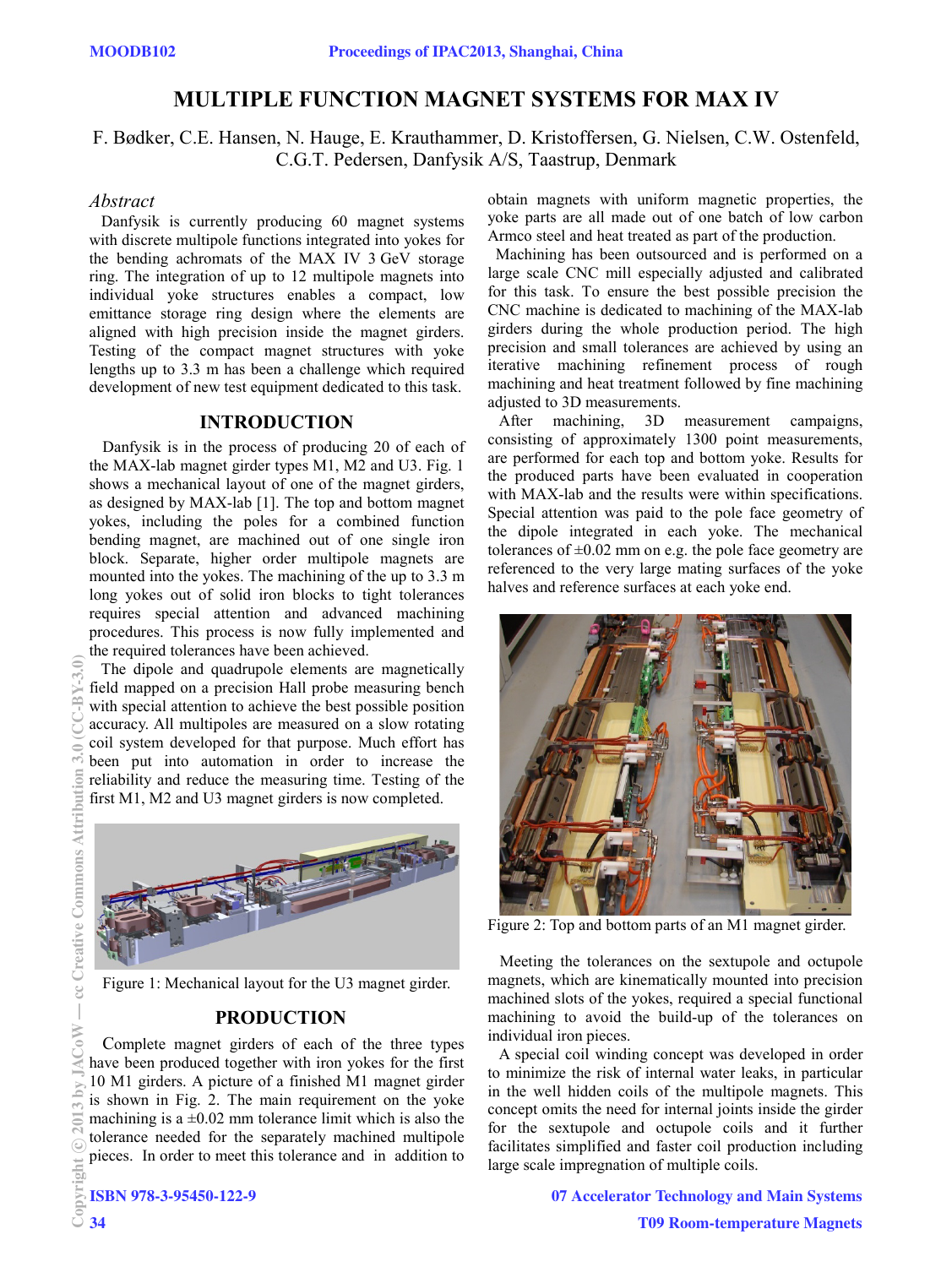# MULTIPLE FUNCTION MAGNET SYSTEMS FOR MAX IV

F. Bødker, C.E. Hansen, N. Hauge, E. Krauthammer, D. Kristoffersen, G. Nielsen, C.W. Ostenfeld, C.G.T. Pedersen, Danfysik A/S, Taastrup, Denmark

## *Abstract*

Danfysik is currently producing 60 magnet systems with discrete multipole functions integrated into yokes for the bending achromats of the MAX IV 3 GeV storage ring. The integration of up to 12 multipole magnets into individual yoke structures enables a compact, low emittance storage ring design where the elements are aligned with high precision inside the magnet girders. Testing of the compact magnet structures with yoke lengths up to 3.3 m has been a challenge which required development of new test equipment dedicated to this task.

## INTRODUCTION

Danfysik is in the process of producing 20 of each of the MAX-lab magnet girder types M1, M2 and U3. Fig. 1 shows a mechanical layout of one of the magnet girders, as designed by MAX-lab [1]. The top and bottom magnet yokes, including the poles for a combined function bending magnet, are machined out of one single iron block. Separate, higher order multipole magnets are mounted into the yokes. The machining of the up to 3.3 m long yokes out of solid iron blocks to tight tolerances requires special attention and advanced machining procedures. This process is now fully implemented and the required tolerances have been achieved.

The dipole and quadrupole elements are magnetically field mapped on a precision Hall probe measuring bench with special attention to achieve the best possible position accuracy. All multipoles are measured on a slow rotating coil system developed for that purpose. Much effort has been put into automation in order to increase the reliability and reduce the measuring time. Testing of the first M1, M2 and U3 magnet girders is now completed.

Figure 1: Mechanical layout for the U3 magnet girder.

## PRODUCTION

Complete magnet girders of each of the three types have been produced together with iron yokes for the first 10 M1 girders. A picture of a finished M1 magnet girder is shown in Fig. 2. The main requirement on the yoke machining is a ±0.02 mm tolerance limit which is also the tolerance needed for the separately machined multipole pieces. In order to meet this tolerance and in addition to obtain magnets with uniform magnetic properties, the yoke parts are all made out of one batch of low carbon Armco steel and heat treated as part of the production.

Machining has been outsourced and is performed on a large scale CNC mill especially adjusted and calibrated for this task. To ensure the best possible precision the CNC machine is dedicated to machining of the MAX-lab girders during the whole production period. The high precision and small tolerances are achieved by using an iterative machining refinement process of rough machining and heat treatment followed by fine machining adjusted to 3D measurements.

After machining, 3D measurement campaigns, consisting of approximately 1300 point measurements, are performed for each top and bottom yoke. Results for the produced parts have been evaluated in cooperation with MAX-lab and the results were within specifications. Special attention was paid to the pole face geometry of the dipole integrated in each yoke. The mechanical tolerances of ±0.02 mm on e.g. the pole face geometry are referenced to the very large mating surfaces of the yoke halves and reference surfaces at each yoke end.

Figure 2: Top and bottom parts of an M1 magnet girder.

Meeting the tolerances on the sextupole and octupole magnets, which are kinematically mounted into precision machined slots of the yokes, required a special functional machining to avoid the build-up of the tolerances on individual iron pieces.

A special coil winding concept was developed in order to minimize the risk of internal water leaks, in particular in the well hidden coils of the multipole magnets. This concept omits the need for internal joints inside the girder for the sextupole and octupole coils and it further facilitates simplified and faster coil production including large scale impregnation of multiple coils.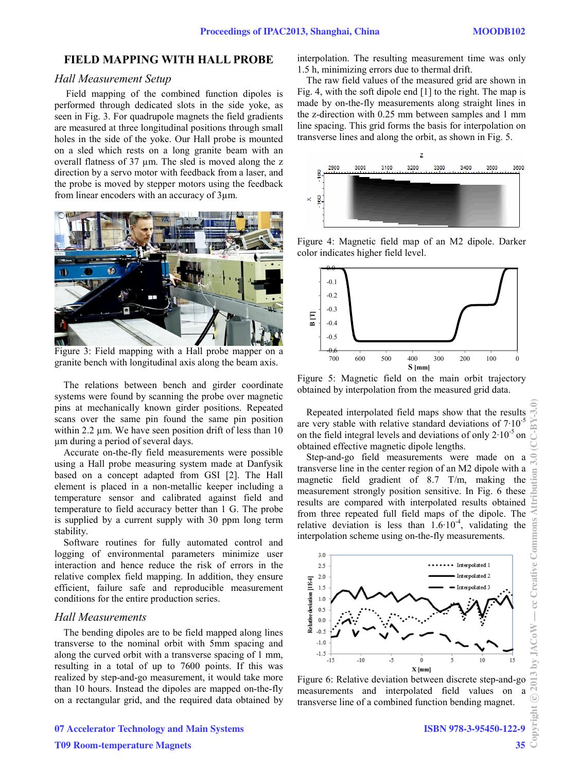## FIELD MAPPING WITH HALL PROBE

### *Hall Measurement Setup*

Field mapping of the combined function dipoles is performed through dedicated slots in the side yoke, as seen in Fig. 3. For quadrupole magnets the field gradients are measured at three longitudinal positions through small holes in the side of the yoke. Our Hall probe is mounted on a sled which rests on a long granite beam with an overall flatness of 37 µm. The sled is moved along the z direction by a servo motor with feedback from a laser, and the probe is moved by stepper motors using the feedback from linear encoders with an accuracy of 3µm.

Figure 3: Field mapping with a Hall probe mapper on a granite bench with longitudinal axis along the beam axis.

The relations between bench and girder coordinate systems were found by scanning the probe over magnetic pins at mechanically known girder positions. Repeated scans over the same pin found the same pin position within 2.2 µm. We have seen position drift of less than 10 µm during a period of several days.

Accurate on-the-fly field measurements were possible using a Hall probe measuring system made at Danfysik based on a concept adapted from GSI [2]. The Hall element is placed in a non-metallic keeper including a temperature sensor and calibrated against field and temperature to field accuracy better than 1 G. The probe is supplied by a current supply with 30 ppm long term stability.

Software routines for fully automated control and logging of environmental parameters minimize user interaction and hence reduce the risk of errors in the relative complex field mapping. In addition, they ensure efficient, failure safe and reproducible measurement conditions for the entire production series.

### *Hall Measurements*

The bending dipoles are to be field mapped along lines transverse to the nominal orbit with 5mm spacing and along the curved orbit with a transverse spacing of 1 mm, resulting in a total of up to 7600 points. If this was realized by step-and-go measurement, it would take more than 10 hours. Instead the dipoles are mapped on-the-fly on a rectangular grid, and the required data obtained by interpolation. The resulting measurement time was only 1.5 h, minimizing errors due to thermal drift.

The raw field values of the measured grid are shown in Fig. 4, with the soft dipole end [1] to the right. The map is made by on-the-fly measurements along straight lines in the z-direction with 0.25 mm between samples and 1 mm line spacing. This grid forms the basis for interpolation on transverse lines and along the orbit, as shown in Fig. 5.

Figure 4: Magnetic field map of an M2 dipole. Darker color indicates higher field level.

Figure 5: Magnetic field on the main orbit trajectory obtained by interpolation from the measured grid data.

Repeated interpolated field maps show that the results are very stable with relative standard deviations of $7{\cdot}10^{-5}$ on the field integral levels and deviations of only $2{\cdot}10^{-5}$ on obtained effective magnetic dipole lengths.

Step-and-go field measurements were made on a transverse line in the center region of an M2 dipole with a magnetic field gradient of 8.7 T/m, making the measurement strongly position sensitive. In Fig. 6 these results are compared with interpolated results obtained from three repeated full field maps of the dipole. The relative deviation is less than $1.6{\cdot}10^{-4}$, validating the interpolation scheme using on-the-fly measurements.

Figure 6: Relative deviation between discrete step-and-go measurements and interpolated field values on a transverse line of a combined function bending magnet.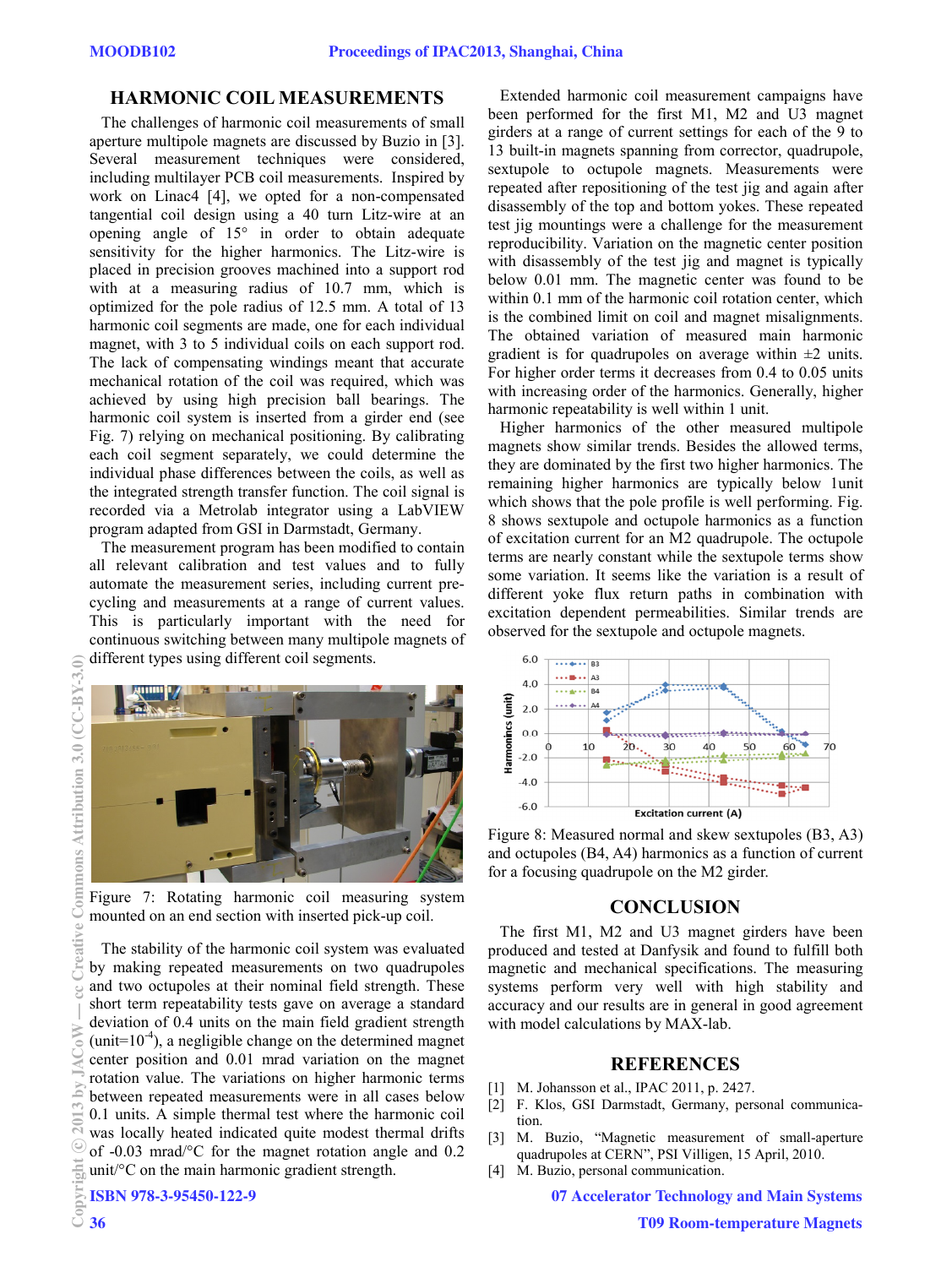## HARMONIC COIL MEASUREMENTS

The challenges of harmonic coil measurements of small aperture multipole magnets are discussed by Buzio in [3]. Several measurement techniques were considered, including multilayer PCB coil measurements. Inspired by work on Linac4 [4], we opted for a non-compensated tangential coil design using a 40 turn Litz-wire at an opening angle of 15° in order to obtain adequate sensitivity for the higher harmonics. The Litz-wire is placed in precision grooves machined into a support rod with at a measuring radius of 10.7 mm, which is optimized for the pole radius of 12.5 mm. A total of 13 harmonic coil segments are made, one for each individual magnet, with 3 to 5 individual coils on each support rod. The lack of compensating windings meant that accurate mechanical rotation of the coil was required, which was achieved by using high precision ball bearings. The harmonic coil system is inserted from a girder end (see Fig. 7) relying on mechanical positioning. By calibrating each coil segment separately, we could determine the individual phase differences between the coils, as well as the integrated strength transfer function. The coil signal is recorded via a Metrolab integrator using a LabVIEW program adapted from GSI in Darmstadt, Germany.

The measurement program has been modified to contain all relevant calibration and test values and to fully automate the measurement series, including current pre-cycling and measurements at a range of current values. This is particularly important with the need for continuous switching between many multipole magnets of different types using different coil segments.

Figure 7: Rotating harmonic coil measuring system mounted on an end section with inserted pick-up coil.

The stability of the harmonic coil system was evaluated by making repeated measurements on two quadrupoles and two octupoles at their nominal field strength. These short term repeatability tests gave on average a standard deviation of 0.4 units on the main field gradient strength (unit=$10^{-4}$), a negligible change on the determined magnet center position and 0.01 mrad variation on the magnet rotation value. The variations on higher harmonic terms between repeated measurements were in all cases below 0.1 units. A simple thermal test where the harmonic coil was locally heated indicated quite modest thermal drifts of -0.03 mrad/°C for the magnet rotation angle and 0.2 unit/°C on the main harmonic gradient strength.

Extended harmonic coil measurement campaigns have been performed for the first M1, M2 and U3 magnet girders at a range of current settings for each of the 9 to 13 built-in magnets spanning from corrector, quadrupole, sextupole to octupole magnets. Measurements were repeated after repositioning of the test jig and again after disassembly of the top and bottom yokes. These repeated test jig mountings were a challenge for the measurement reproducibility. Variation on the magnetic center position with disassembly of the test jig and magnet is typically below 0.01 mm. The magnetic center was found to be within 0.1 mm of the harmonic coil rotation center, which is the combined limit on coil and magnet misalignments. The obtained variation of measured main harmonic gradient is for quadrupoles on average within ±2 units. For higher order terms it decreases from 0.4 to 0.05 units with increasing order of the harmonics. Generally, higher harmonic repeatability is well within 1 unit.

Higher harmonics of the other measured multipole magnets show similar trends. Besides the allowed terms, they are dominated by the first two higher harmonics. The remaining higher harmonics are typically below 1unit which shows that the pole profile is well performing. Fig. 8 shows sextupole and octupole harmonics as a function of excitation current for an M2 quadrupole. The octupole terms are nearly constant while the sextupole terms show some variation. It seems like the variation is a result of different yoke flux return paths in combination with excitation dependent permeabilities. Similar trends are observed for the sextupole and octupole magnets.

B3
A3
B4
A4
Harmonics (unit)
6.0
4.0
2.0
0.0
-2.0
-4.0
-6.0
0 10 20 30 40 50 60 70
Excitation current (A)

Figure 8: Measured normal and skew sextupoles (B3, A3) and octupoles (B4, A4) harmonics as a function of current for a focusing quadrupole on the M2 girder.

## CONCLUSION

The first M1, M2 and U3 magnet girders have been produced and tested at Danfysik and found to fulfill both magnetic and mechanical specifications. The measuring systems perform very well with high stability and accuracy and our results are in general in good agreement with model calculations by MAX-lab.

## REFERENCES

[1] M. Johansson et al., IPAC 2011, p. 2427.

[2] F. Klos, GSI Darmstadt, Germany, personal communication.

[3] M. Buzio, "Magnetic measurement of small-aperture quadrupoles at CERN", PSI Villigen, 15 April, 2010.

[4] M. Buzio, personal communication.